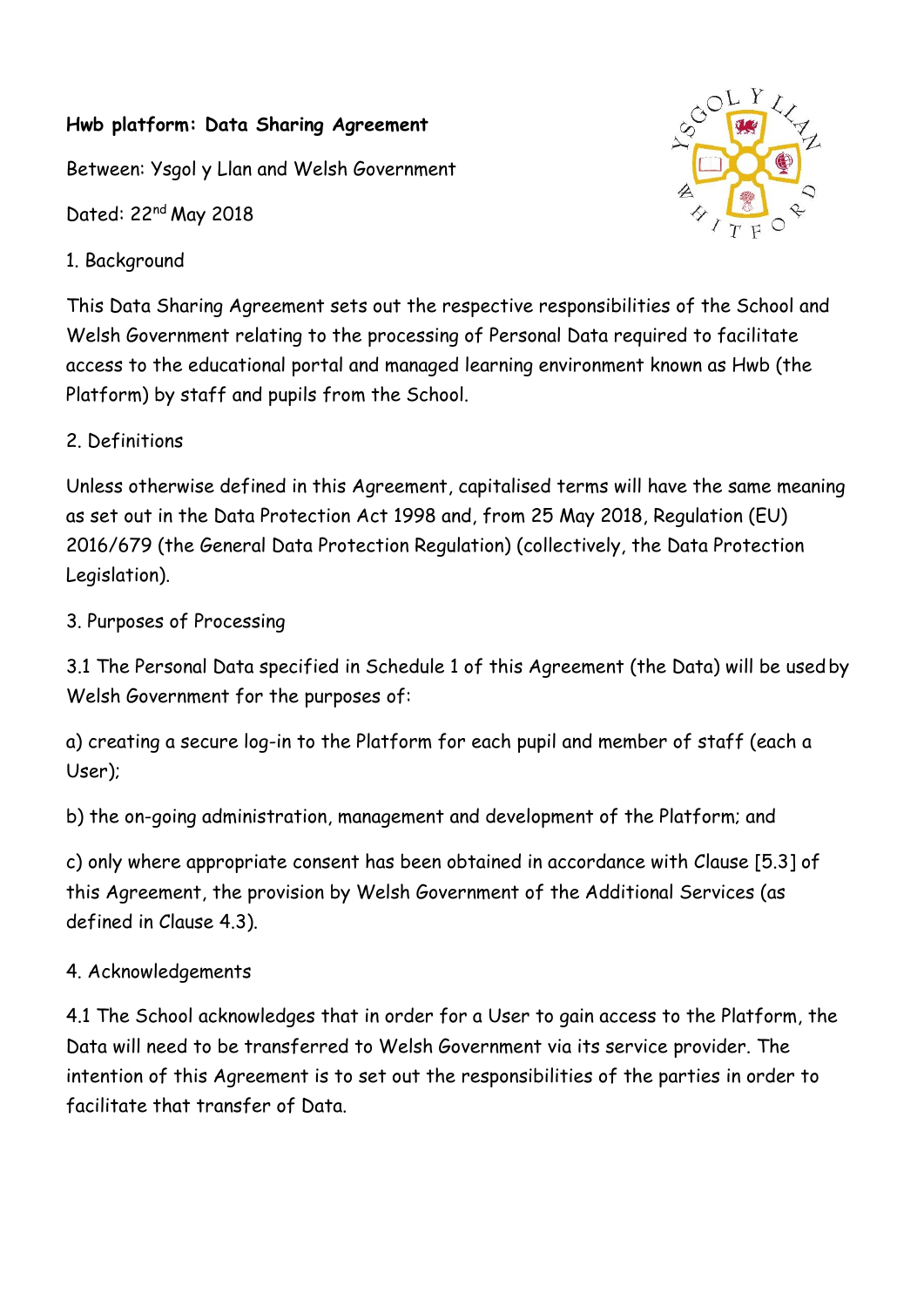**Hwb platform: Data Sharing Agreement**

Between: Ysgol y Llan and Welsh Government

Dated: 22nd May 2018

1. Background

This Data Sharing Agreement sets out the respective responsibilities of the School and Welsh Government relating to the processing of Personal Data required to facilitate access to the educational portal and managed learning environment known as Hwb (the Platform) by staff and pupils from the School.

2. Definitions

Unless otherwise defined in this Agreement, capitalised terms will have the same meaning as set out in the Data Protection Act 1998 and, from 25 May 2018, Regulation (EU) 2016/679 (the General Data Protection Regulation) (collectively, the Data Protection Legislation).

3. Purposes of Processing

3.1 The Personal Data specified in Schedule 1 of this Agreement (the Data) will be used by Welsh Government for the purposes of:

a) creating a secure log-in to the Platform for each pupil and member of staff (each a User);

b) the on-going administration, management and development of the Platform; and

c) only where appropriate consent has been obtained in accordance with Clause [5.3] of this Agreement, the provision by Welsh Government of the Additional Services (as defined in Clause 4.3).

4. Acknowledgements

4.1 The School acknowledges that in order for a User to gain access to the Platform, the Data will need to be transferred to Welsh Government via its service provider. The intention of this Agreement is to set out the responsibilities of the parties in order to facilitate that transfer of Data.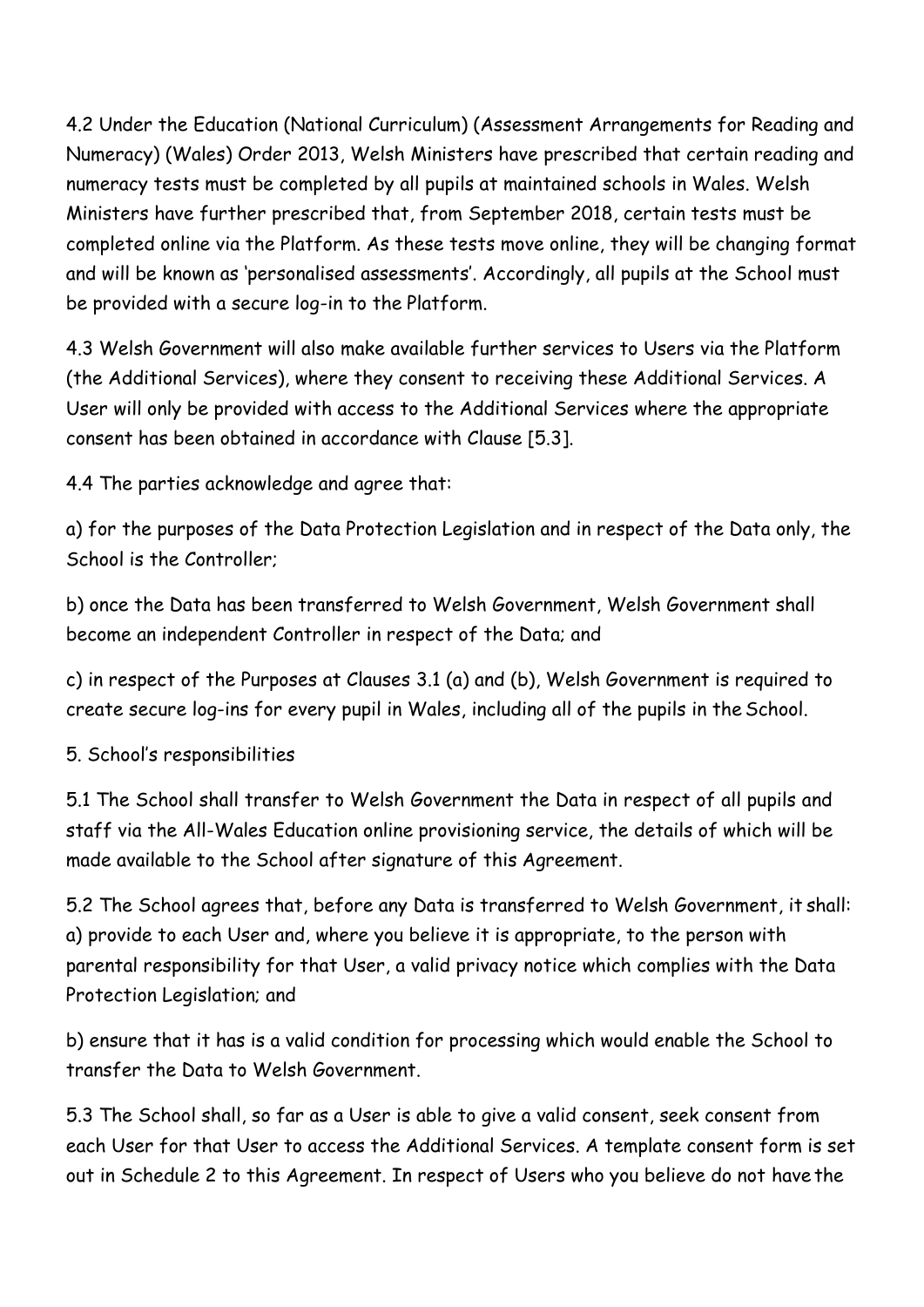4.2 Under the Education (National Curriculum) (Assessment Arrangements for Reading and Numeracy) (Wales) Order 2013, Welsh Ministers have prescribed that certain reading and numeracy tests must be completed by all pupils at maintained schools in Wales. Welsh Ministers have further prescribed that, from September 2018, certain tests must be completed online via the Platform. As these tests move online, they will be changing format and will be known as 'personalised assessments'. Accordingly, all pupils at the School must be provided with a secure log-in to the Platform.

4.3 Welsh Government will also make available further services to Users via the Platform (the Additional Services), where they consent to receiving these Additional Services. A User will only be provided with access to the Additional Services where the appropriate consent has been obtained in accordance with Clause [5.3].

4.4 The parties acknowledge and agree that:

a) for the purposes of the Data Protection Legislation and in respect of the Data only, the School is the Controller;

b) once the Data has been transferred to Welsh Government, Welsh Government shall become an independent Controller in respect of the Data; and

c) in respect of the Purposes at Clauses 3.1 (a) and (b), Welsh Government is required to create secure log-ins for every pupil in Wales, including all of the pupils in the School.

## 5. School's responsibilities

5.1 The School shall transfer to Welsh Government the Data in respect of all pupils and staff via the All-Wales Education online provisioning service, the details of which will be made available to the School after signature of this Agreement.

5.2 The School agrees that, before any Data is transferred to Welsh Government, it shall:
a) provide to each User and, where you believe it is appropriate, to the person with parental responsibility for that User, a valid privacy notice which complies with the Data Protection Legislation; and

b) ensure that it has is a valid condition for processing which would enable the School to transfer the Data to Welsh Government.

5.3 The School shall, so far as a User is able to give a valid consent, seek consent from each User for that User to access the Additional Services. A template consent form is set out in Schedule 2 to this Agreement. In respect of Users who you believe do not have the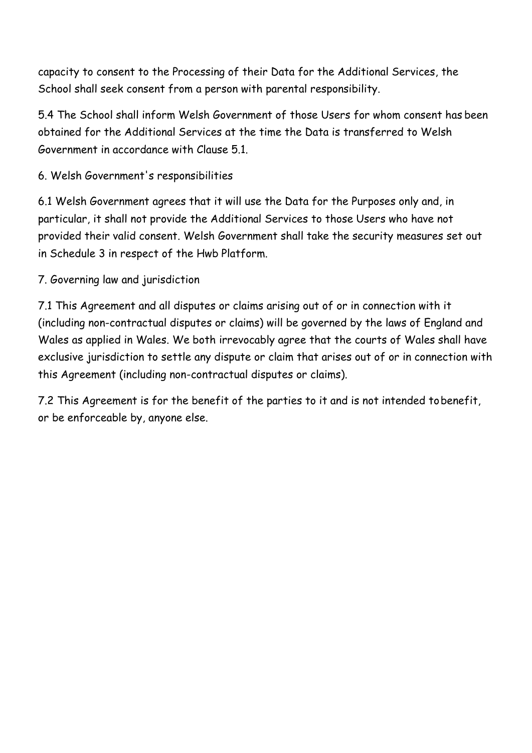capacity to consent to the Processing of their Data for the Additional Services, the School shall seek consent from a person with parental responsibility.

5.4 The School shall inform Welsh Government of those Users for whom consent has been obtained for the Additional Services at the time the Data is transferred to Welsh Government in accordance with Clause 5.1.

## 6. Welsh Government's responsibilities

6.1 Welsh Government agrees that it will use the Data for the Purposes only and, in particular, it shall not provide the Additional Services to those Users who have not provided their valid consent. Welsh Government shall take the security measures set out in Schedule 3 in respect of the Hwb Platform.

## 7. Governing law and jurisdiction

7.1 This Agreement and all disputes or claims arising out of or in connection with it (including non-contractual disputes or claims) will be governed by the laws of England and Wales as applied in Wales. We both irrevocably agree that the courts of Wales shall have exclusive jurisdiction to settle any dispute or claim that arises out of or in connection with this Agreement (including non-contractual disputes or claims).

7.2 This Agreement is for the benefit of the parties to it and is not intended to benefit, or be enforceable by, anyone else.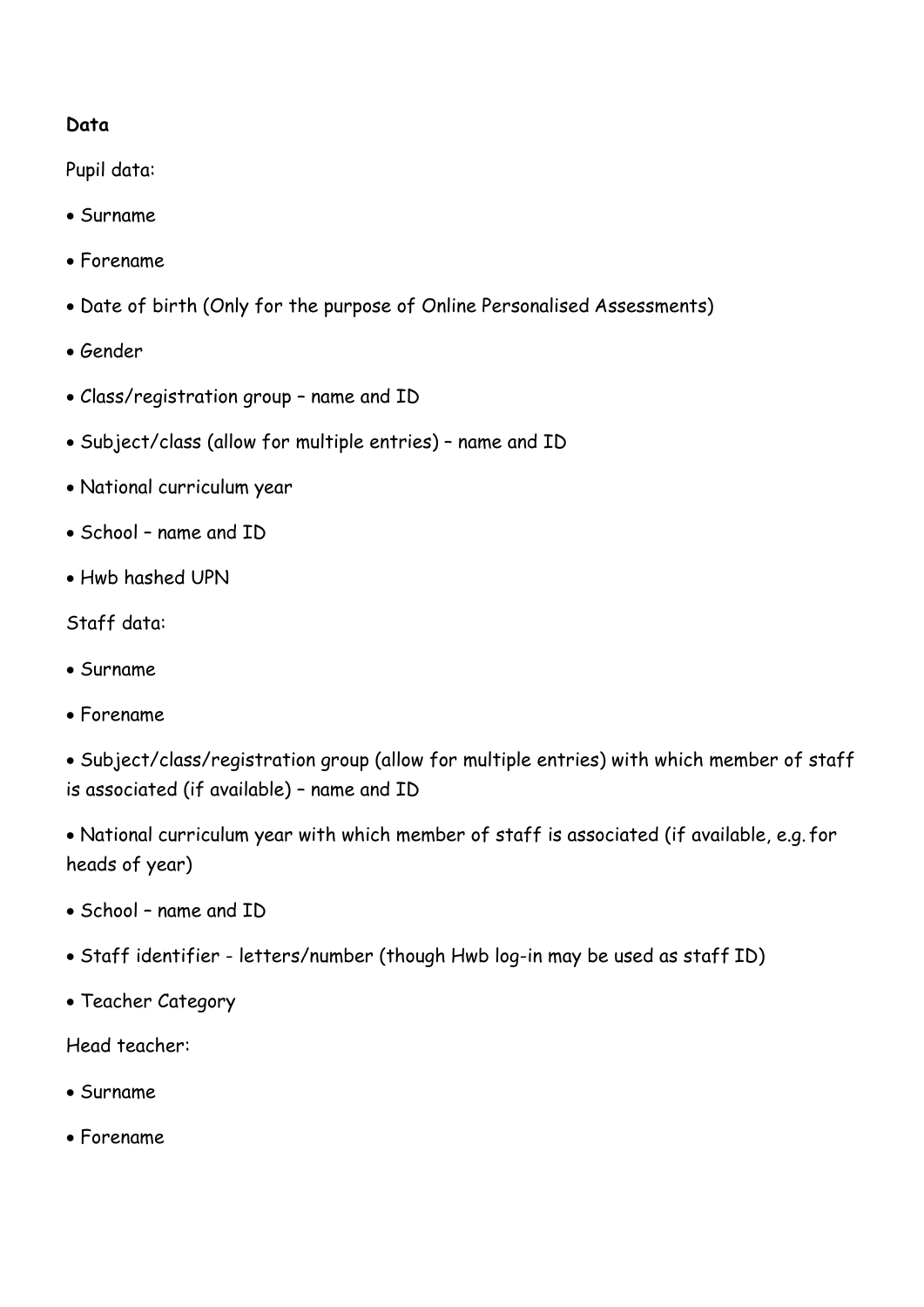**Data**

Pupil data:

- Surname
- Forename
- Date of birth (Only for the purpose of Online Personalised Assessments)
- Gender
- Class/registration group – name and ID
- Subject/class (allow for multiple entries) – name and ID
- National curriculum year
- School – name and ID
- Hwb hashed UPN

Staff data:

- Surname
- Forename
- Subject/class/registration group (allow for multiple entries) with which member of staff is associated (if available) – name and ID
- National curriculum year with which member of staff is associated (if available, e.g. for heads of year)
- School – name and ID
- Staff identifier - letters/number (though Hwb log-in may be used as staff ID)
- Teacher Category

Head teacher:

- Surname
- Forename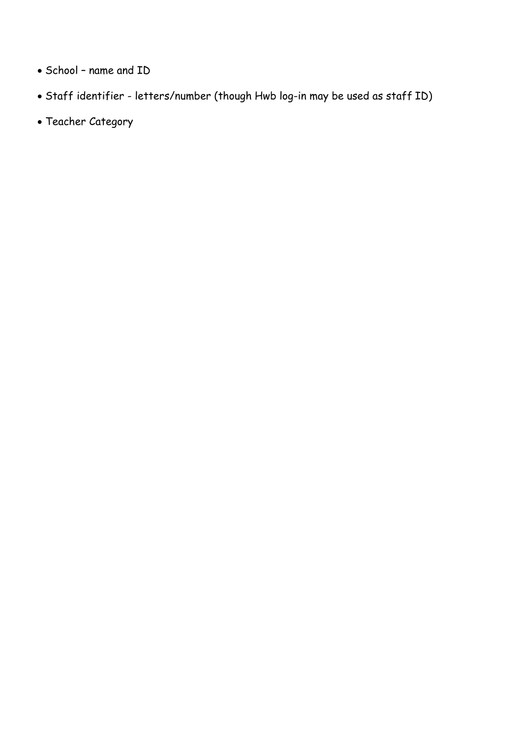- School – name and ID
- Staff identifier - letters/number (though Hwb log-in may be used as staff ID)
- Teacher Category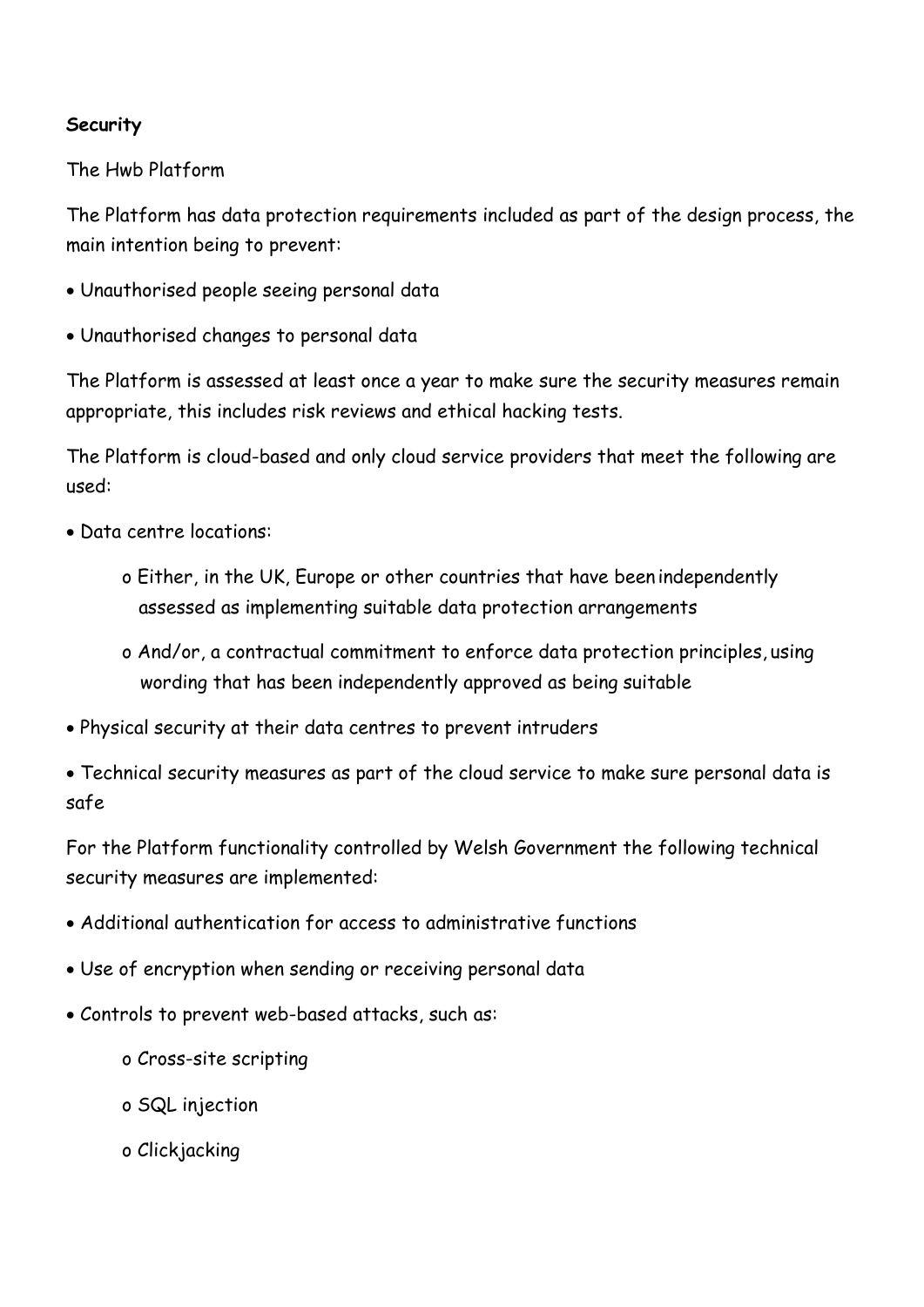**Security**

The Hwb Platform

The Platform has data protection requirements included as part of the design process, the main intention being to prevent:

- Unauthorised people seeing personal data
- Unauthorised changes to personal data

The Platform is assessed at least once a year to make sure the security measures remain appropriate, this includes risk reviews and ethical hacking tests.

The Platform is cloud-based and only cloud service providers that meet the following are used:

- Data centre locations:
  - Either, in the UK, Europe or other countries that have been independently assessed as implementing suitable data protection arrangements
  - And/or, a contractual commitment to enforce data protection principles, using wording that has been independently approved as being suitable
- Physical security at their data centres to prevent intruders
- Technical security measures as part of the cloud service to make sure personal data is safe

For the Platform functionality controlled by Welsh Government the following technical security measures are implemented:

- Additional authentication for access to administrative functions
- Use of encryption when sending or receiving personal data
- Controls to prevent web-based attacks, such as:
  - Cross-site scripting
  - SQL injection
  - Clickjacking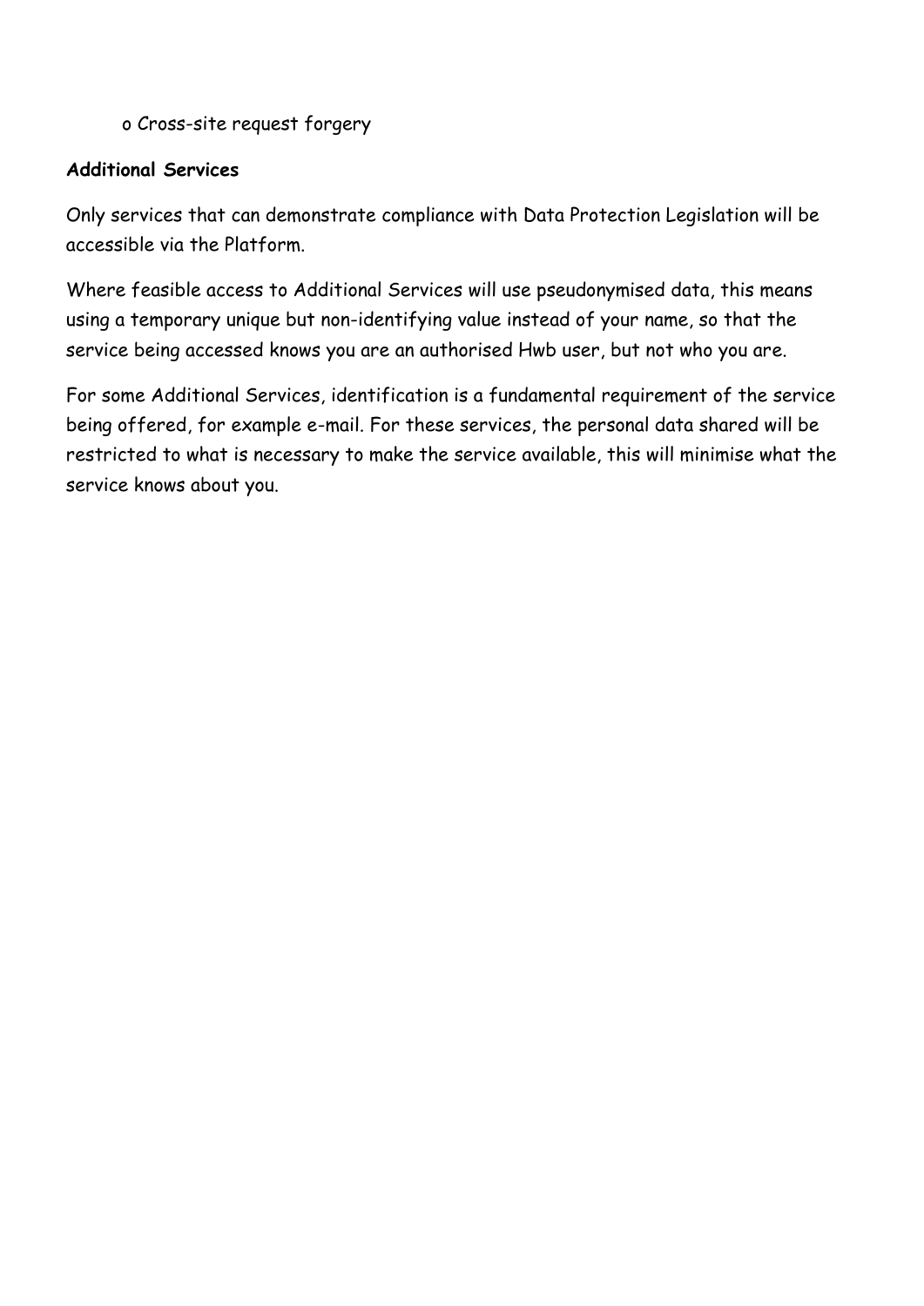- Cross-site request forgery

**Additional Services**

Only services that can demonstrate compliance with Data Protection Legislation will be accessible via the Platform.

Where feasible access to Additional Services will use pseudonymised data, this means using a temporary unique but non-identifying value instead of your name, so that the service being accessed knows you are an authorised Hwb user, but not who you are.

For some Additional Services, identification is a fundamental requirement of the service being offered, for example e-mail. For these services, the personal data shared will be restricted to what is necessary to make the service available, this will minimise what the service knows about you.